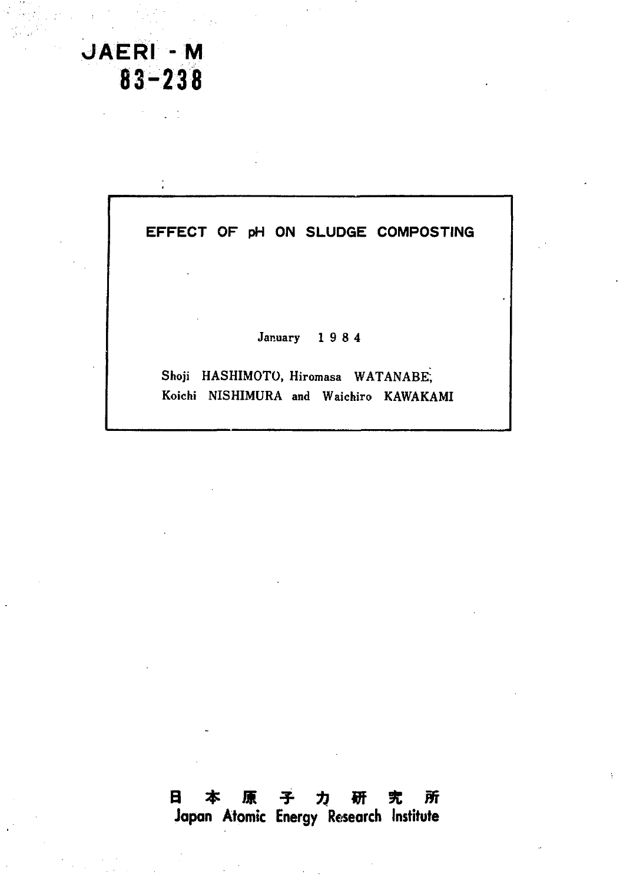JAERI - M
83-238

# EFFECT OF pH ON SLUDGE COMPOSTING

January 1984

Shoji HASHIMOTO, Hiromasa WATANABE, Koichi NISHIMURA and Waichiro KAWAKAMI

日本原子力研究所
Japan Atomic Energy Research Institute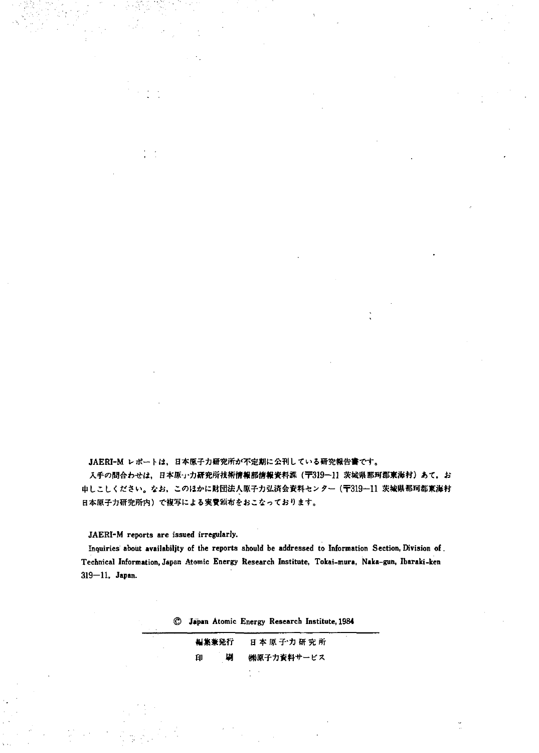JAERI-M レポートは，日本原子力研究所が不定期に公刊している研究報告書です。

入手の問合わせは，日本原子力研究所技術情報部情報資料課（〒319−11 茨城県那珂郡東海村）あて，お申しこしください。なお，このほかに財団法人原子力弘済会資料センター（〒319−11 茨城県那珂郡東海村日本原子力研究所内）で複写による実費頒布をおこなっております。

JAERI-M reports are issued irregularly.

Inquiries about availability of the reports should be addressed to Information Section, Division of Technical Information, Japan Atomic Energy Research Institute, Tokai-mura, Naka-gun, Ibaraki-ken 319−11, Japan.

© Japan Atomic Energy Research Institute, 1984

編集兼発行　日本原子力研究所

印　　刷　㈱原子力資料サービス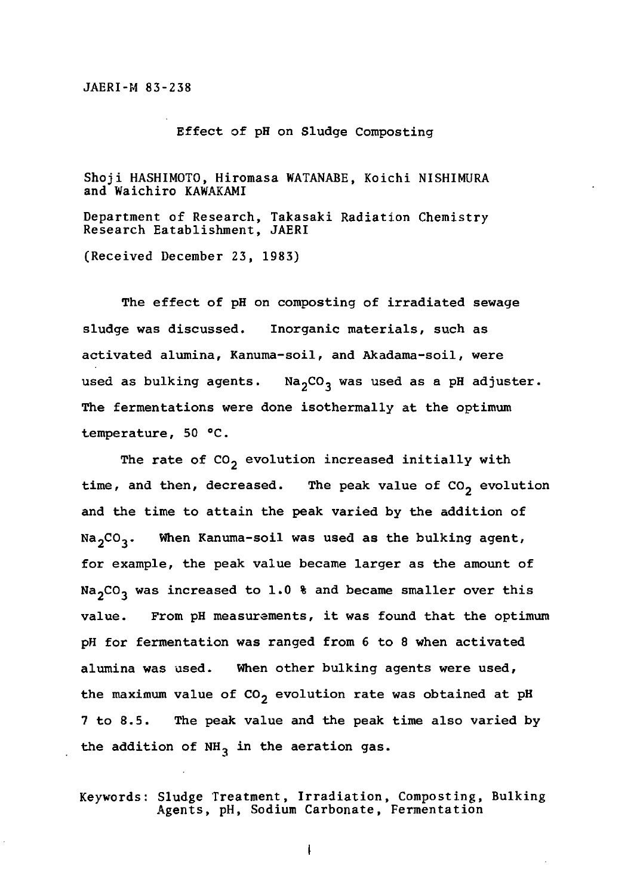JAERI-M 83-238

# Effect of pH on Sludge Composting

Shoji HASHIMOTO, Hiromasa WATANABE, Koichi NISHIMURA and Waichiro KAWAKAMI

Department of Research, Takasaki Radiation Chemistry Research Eatablishment, JAERI

(Received December 23, 1983)

The effect of pH on composting of irradiated sewage sludge was discussed. Inorganic materials, such as activated alumina, Kanuma-soil, and Akadama-soil, were used as bulking agents. $Na_2CO_3$ was used as a pH adjuster. The fermentations were done isothermally at the optimum temperature, 50 °C.

The rate of $CO_2$ evolution increased initially with time, and then, decreased. The peak value of $CO_2$ evolution and the time to attain the peak varied by the addition of $Na_2CO_3$. When Kanuma-soil was used as the bulking agent, for example, the peak value became larger as the amount of $Na_2CO_3$ was increased to 1.0 % and became smaller over this value. From pH measurements, it was found that the optimum pH for fermentation was ranged from 6 to 8 when activated alumina was used. When other bulking agents were used, the maximum value of $CO_2$ evolution rate was obtained at pH 7 to 8.5. The peak value and the peak time also varied by the addition of $NH_3$ in the aeration gas.

Keywords: Sludge Treatment, Irradiation, Composting, Bulking Agents, pH, Sodium Carbonate, Fermentation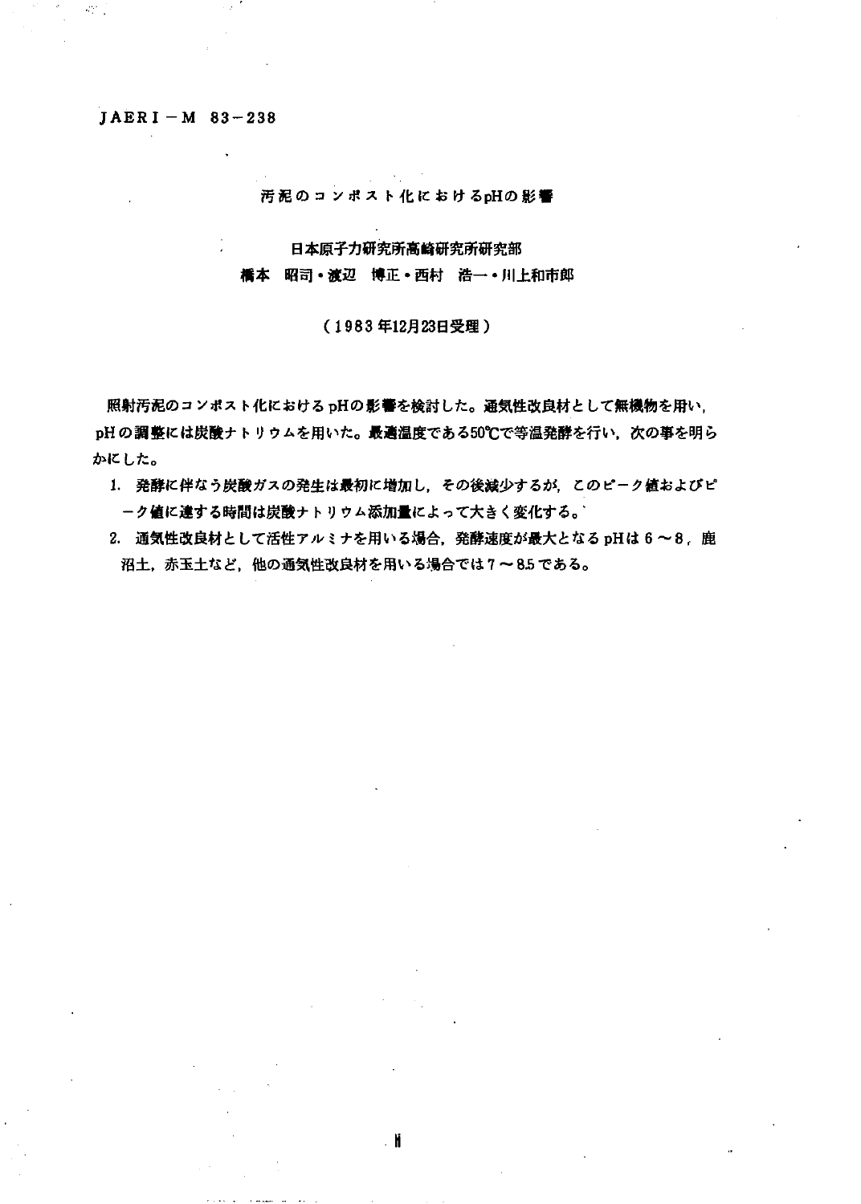JAERI－M 83－238

# 汚泥のコンポスト化におけるpHの影響

日本原子力研究所高崎研究所研究部
橋本 昭司・渡辺 博正・西村 浩一・川上和市郎

（1983年12月23日受理）

照射汚泥のコンポスト化における pHの影響を検討した。通気性改良材として無機物を用い，pHの調整には炭酸ナトリウムを用いた。最適温度である50℃で等温発酵を行い，次の事を明らかにした。

1. 発酵に伴なう炭酸ガスの発生は最初に増加し，その後減少するが，このピーク値およびピーク値に達する時間は炭酸ナトリウム添加量によって大きく変化する。
2. 通気性改良材として活性アルミナを用いる場合，発酵速度が最大となる pHは 6 ～ 8，鹿沼土，赤玉土など，他の通気性改良材を用いる場合では 7 ～ 8.5 である。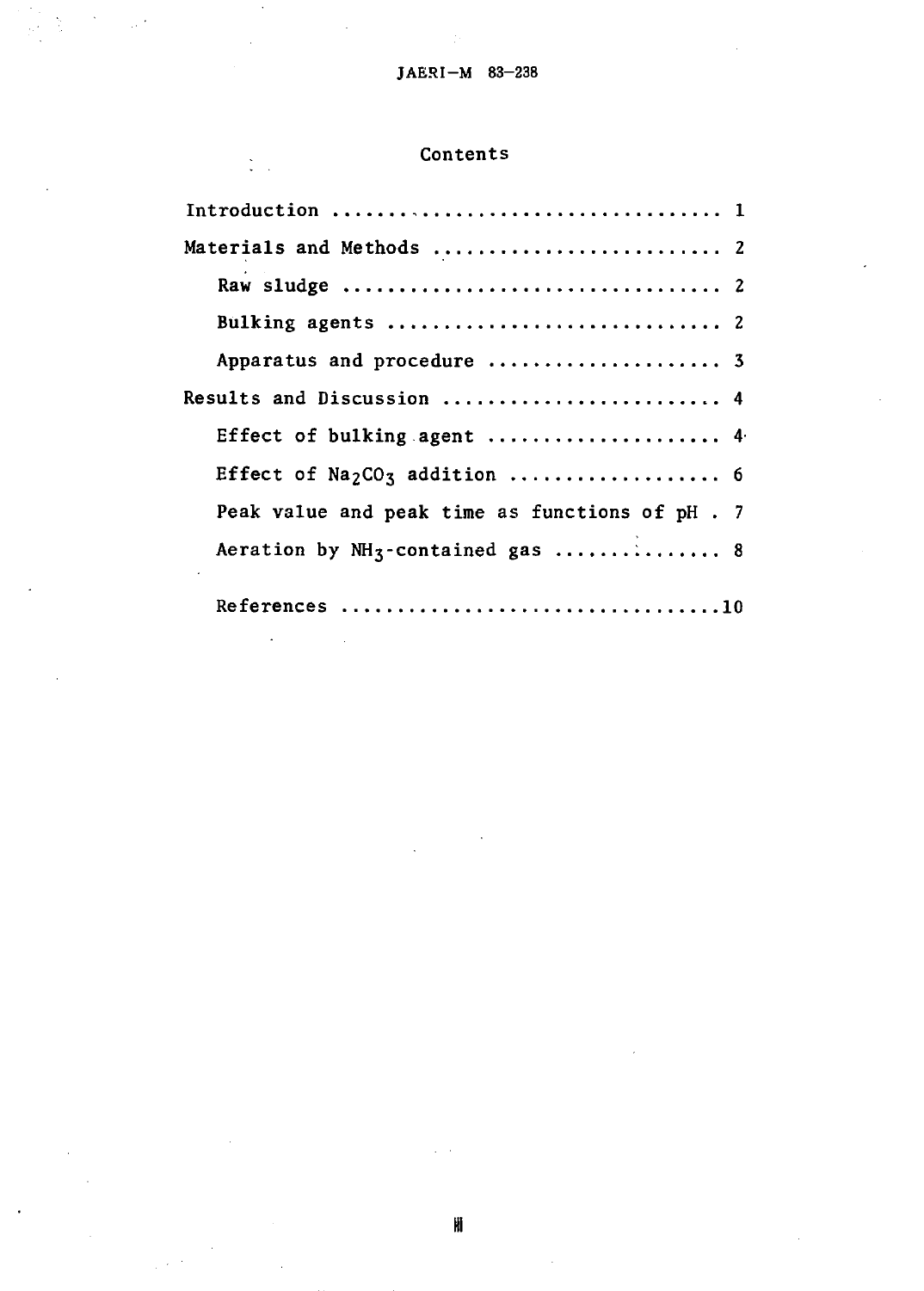# Contents

Introduction ..................................... 1

Materials and Methods .......................... 2

- Raw sludge ................................. 2
- Bulking agents ............................. 2
- Apparatus and procedure .................... 3

Results and Discussion ......................... 4

- Effect of bulking agent .................... 4
- Effect of $Na_2CO_3$ addition .................. 6
- Peak value and peak time as functions of pH . 7
- Aeration by $NH_3$-contained gas .............. 8

References .................................10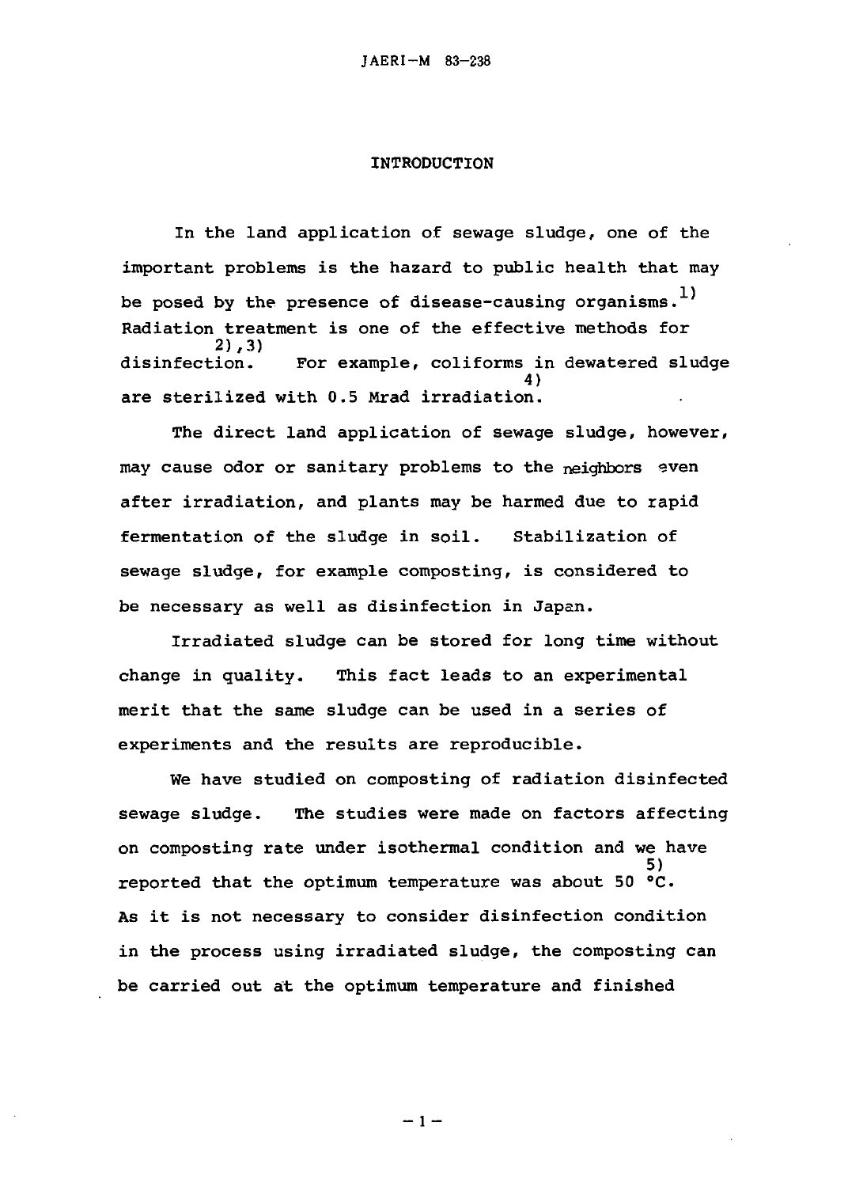## INTRODUCTION

In the land application of sewage sludge, one of the important problems is the hazard to public health that may be posed by the presence of disease-causing organisms.[1) ] Radiation treatment is one of the effective methods for disinfection.[2),3)] For example, coliforms in dewatered sludge are sterilized with 0.5 Mrad irradiation.[4)]

The direct land application of sewage sludge, however, may cause odor or sanitary problems to the neighbors even after irradiation, and plants may be harmed due to rapid fermentation of the sludge in soil. Stabilization of sewage sludge, for example composting, is considered to be necessary as well as disinfection in Japan.

Irradiated sludge can be stored for long time without change in quality. This fact leads to an experimental merit that the same sludge can be used in a series of experiments and the results are reproducible.

We have studied on composting of radiation disinfected sewage sludge. The studies were made on factors affecting on composting rate under isothermal condition and we have reported that the optimum temperature was about 50 °C.[5)] As it is not necessary to consider disinfection condition in the process using irradiated sludge, the composting can be carried out at the optimum temperature and finished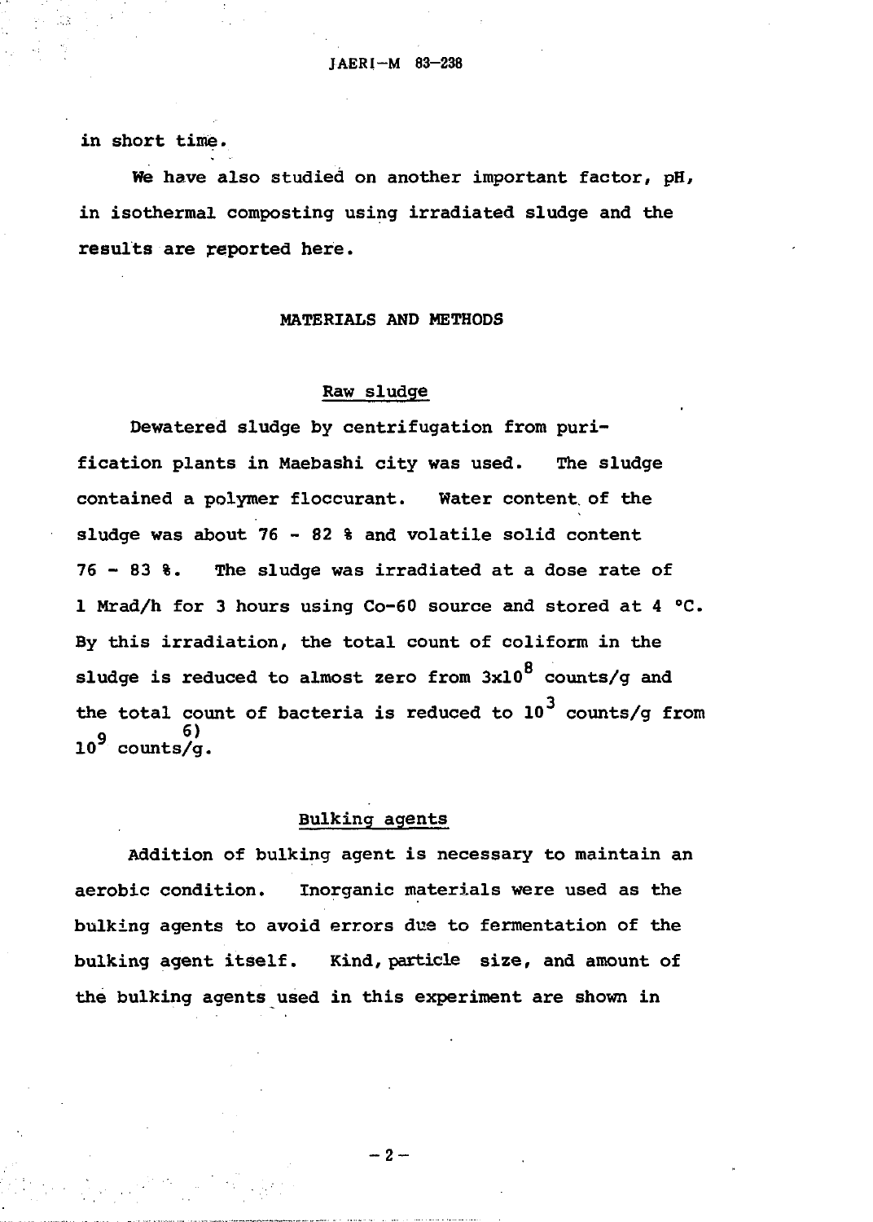in short time.

We have also studied on another important factor, pH, in isothermal composting using irradiated sludge and the results are reported here.

## MATERIALS AND METHODS

### Raw sludge

Dewatered sludge by centrifugation from purification plants in Maebashi city was used. The sludge contained a polymer floccurant. Water content of the sludge was about 76 - 82 % and volatile solid content 76 - 83 %. The sludge was irradiated at a dose rate of 1 Mrad/h for 3 hours using Co-60 source and stored at 4 °C. By this irradiation, the total count of coliform in the sludge is reduced to almost zero from $3 \times 10^8$ counts/g and the total count of bacteria is reduced to $10^3$ counts/g from $10^9$ counts/g.[6)]

### Bulking agents

Addition of bulking agent is necessary to maintain an aerobic condition. Inorganic materials were used as the bulking agents to avoid errors due to fermentation of the bulking agent itself. Kind, particle size, and amount of the bulking agents used in this experiment are shown in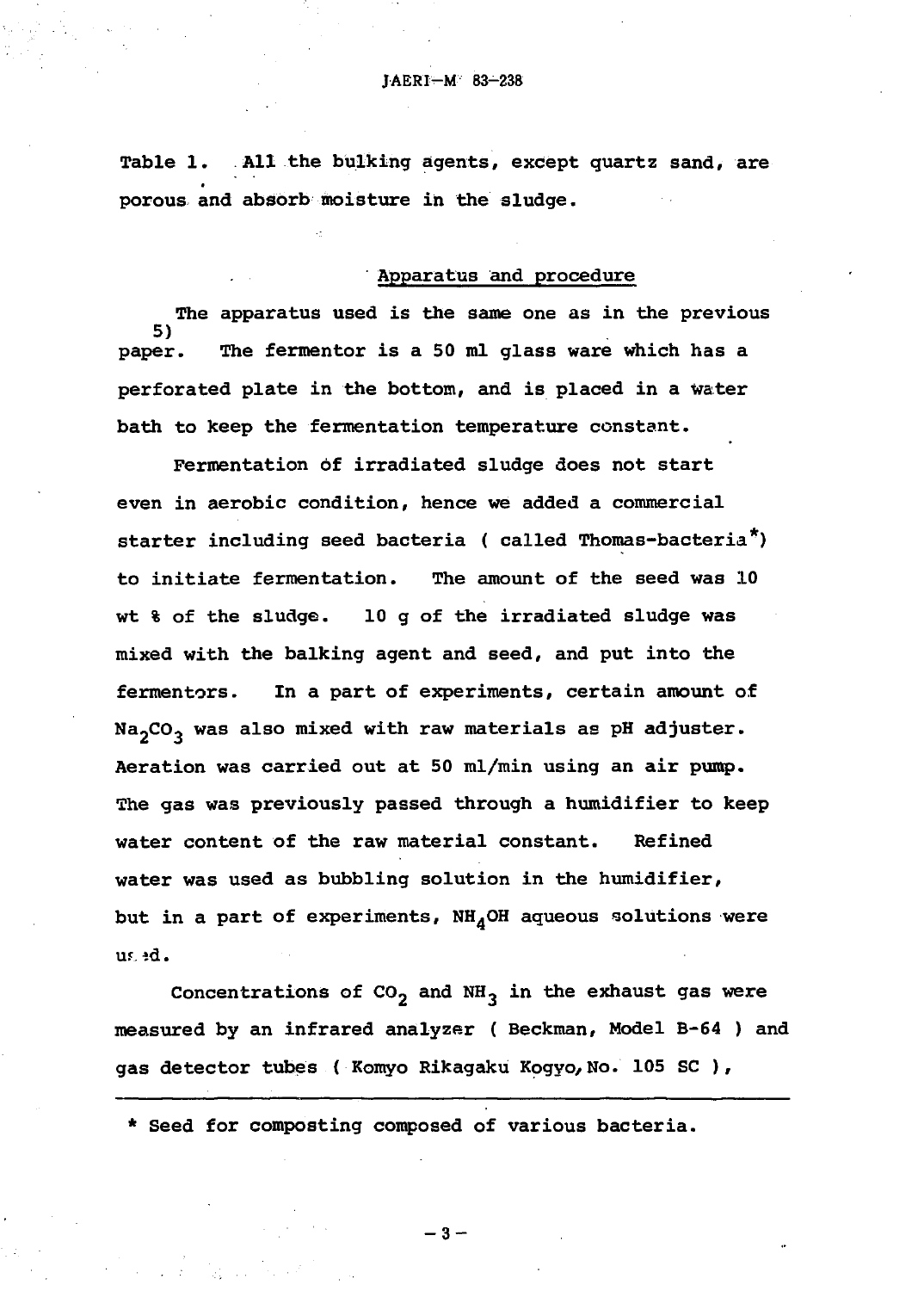Table 1. All the bulking agents, except quartz sand, are porous and absorb moisture in the sludge.

## Apparatus and procedure

The apparatus used is the same one as in the previous paper.[5] The fermentor is a 50 ml glass ware which has a perforated plate in the bottom, and is placed in a water bath to keep the fermentation temperature constant.

Fermentation of irradiated sludge does not start even in aerobic condition, hence we added a commercial starter including seed bacteria ( called Thomas-bacteria*) to initiate fermentation. The amount of the seed was 10 wt % of the sludge. 10 g of the irradiated sludge was mixed with the balking agent and seed, and put into the fermentors. In a part of experiments, certain amount of $Na_2CO_3$ was also mixed with raw materials as pH adjuster. Aeration was carried out at 50 ml/min using an air pump. The gas was previously passed through a humidifier to keep water content of the raw material constant. Refined water was used as bubbling solution in the humidifier, but in a part of experiments, $NH_4OH$ aqueous solutions were used.

Concentrations of $CO_2$ and $NH_3$ in the exhaust gas were measured by an infrared analyzer ( Beckman, Model B-64 ) and gas detector tubes ( Komyo Rikagaku Kogyo, No. 105 SC ),

---

* Seed for composting composed of various bacteria.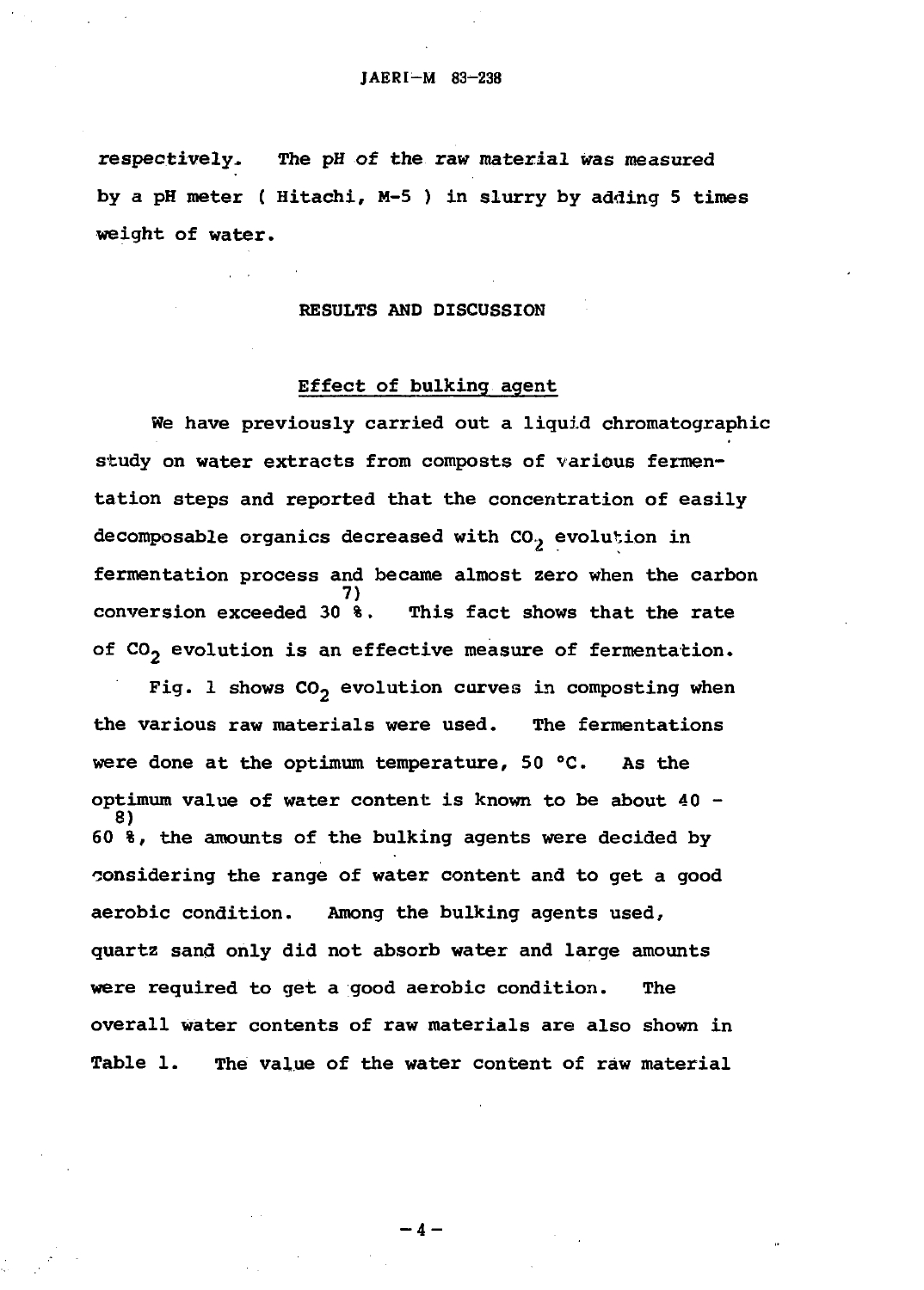respectively. The pH of the raw material was measured by a pH meter ( Hitachi, M-5 ) in slurry by adding 5 times weight of water.

## RESULTS AND DISCUSSION

### Effect of bulking agent

We have previously carried out a liquid chromatographic study on water extracts from composts of various fermentation steps and reported that the concentration of easily decomposable organics decreased with $CO_2$ evolution in fermentation process and became almost zero when the carbon conversion exceeded 30 %.[7] This fact shows that the rate of $CO_2$ evolution is an effective measure of fermentation.

Fig. 1 shows $CO_2$ evolution curves in composting when the various raw materials were used. The fermentations were done at the optimum temperature, 50 °C. As the optimum value of water content is known to be about 40 - 60 %,[8] the amounts of the bulking agents were decided by considering the range of water content and to get a good aerobic condition. Among the bulking agents used, quartz sand only did not absorb water and large amounts were required to get a good aerobic condition. The overall water contents of raw materials are also shown in Table 1. The value of the water content of raw material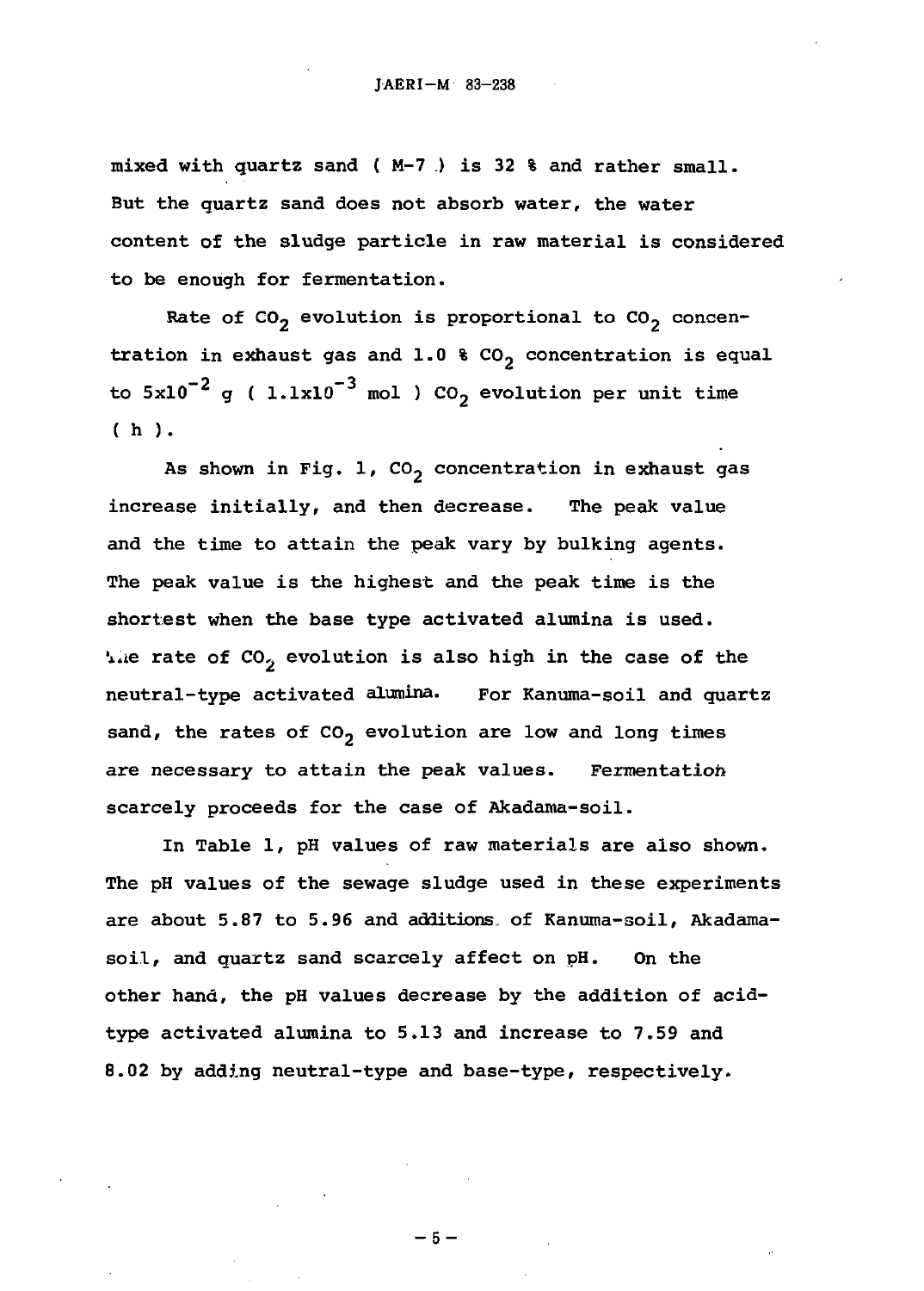mixed with quartz sand ( M-7 ) is 32 % and rather small. But the quartz sand does not absorb water, the water content of the sludge particle in raw material is considered to be enough for fermentation.

Rate of $CO_2$ evolution is proportional to $CO_2$ concentration in exhaust gas and 1.0 % $CO_2$ concentration is equal to $5x10^{-2}$ g ( $1.1x10^{-3}$ mol ) $CO_2$ evolution per unit time ( h ).

As shown in Fig. 1, $CO_2$ concentration in exhaust gas increase initially, and then decrease. The peak value and the time to attain the peak vary by bulking agents. The peak value is the highest and the peak time is the shortest when the base type activated alumina is used. The rate of $CO_2$ evolution is also high in the case of the neutral-type activated alumina. For Kanuma-soil and quartz sand, the rates of $CO_2$ evolution are low and long times are necessary to attain the peak values. Fermentation scarcely proceeds for the case of Akadama-soil.

In Table 1, pH values of raw materials are also shown. The pH values of the sewage sludge used in these experiments are about 5.87 to 5.96 and additions of Kanuma-soil, Akadama-soil, and quartz sand scarcely affect on pH. On the other hand, the pH values decrease by the addition of acid-type activated alumina to 5.13 and increase to 7.59 and 8.02 by adding neutral-type and base-type, respectively.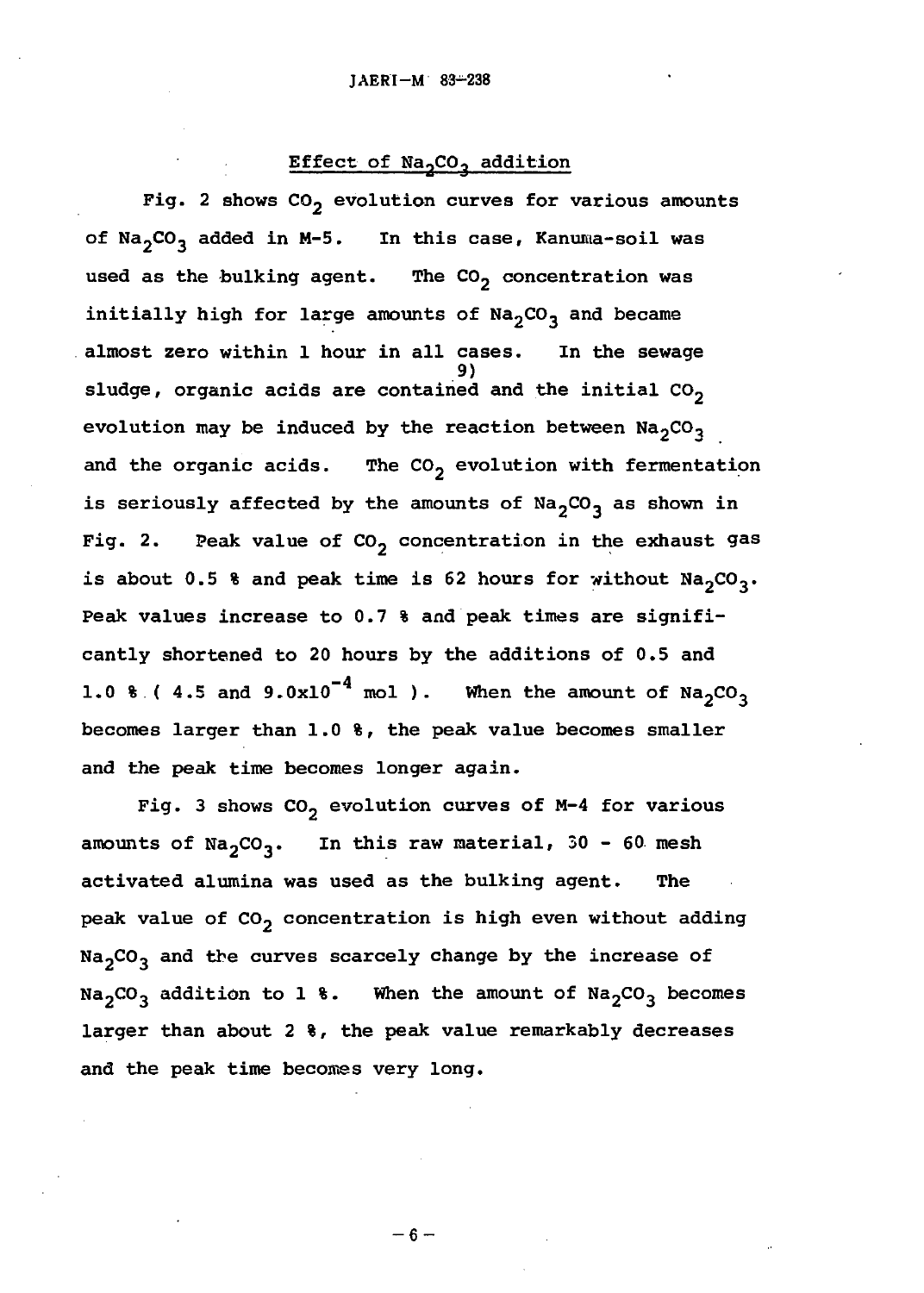### Effect of $Na_2CO_3$ addition

Fig. 2 shows $CO_2$ evolution curves for various amounts of $Na_2CO_3$ added in M-5. In this case, Kanuma-soil was used as the bulking agent. The $CO_2$ concentration was initially high for large amounts of $Na_2CO_3$ and became almost zero within 1 hour in all cases. In the sewage sludge, organic acids are contained[9] and the initial $CO_2$ evolution may be induced by the reaction between $Na_2CO_3$ and the organic acids. The $CO_2$ evolution with fermentation is seriously affected by the amounts of $Na_2CO_3$ as shown in Fig. 2. Peak value of $CO_2$ concentration in the exhaust gas is about 0.5 % and peak time is 62 hours for without $Na_2CO_3$. Peak values increase to 0.7 % and peak times are significantly shortened to 20 hours by the additions of 0.5 and 1.0 % ( 4.5 and $9.0 \times 10^{-4}$ mol ). When the amount of $Na_2CO_3$ becomes larger than 1.0 %, the peak value becomes smaller and the peak time becomes longer again.

Fig. 3 shows $CO_2$ evolution curves of M-4 for various amounts of $Na_2CO_3$. In this raw material, 30 - 60 mesh activated alumina was used as the bulking agent. The peak value of $CO_2$ concentration is high even without adding $Na_2CO_3$ and the curves scarcely change by the increase of $Na_2CO_3$ addition to 1 %. When the amount of $Na_2CO_3$ becomes larger than about 2 %, the peak value remarkably decreases and the peak time becomes very long.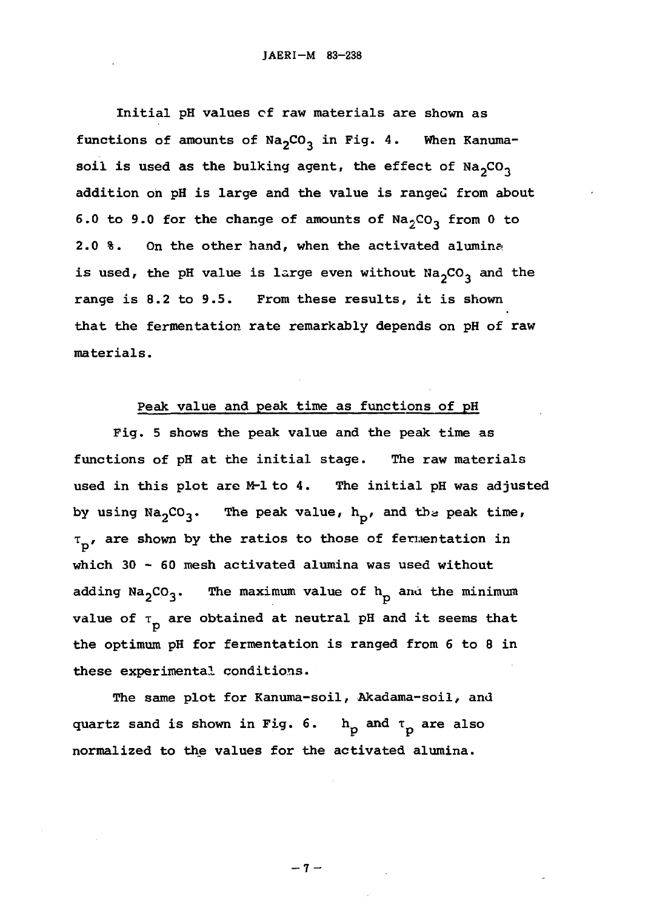Initial pH values of raw materials are shown as functions of amounts of $Na_2CO_3$ in Fig. 4. When Kanuma-soil is used as the bulking agent, the effect of $Na_2CO_3$ addition on pH is large and the value is ranged from about 6.0 to 9.0 for the change of amounts of $Na_2CO_3$ from 0 to 2.0 %. On the other hand, when the activated alumina is used, the pH value is large even without $Na_2CO_3$ and the range is 8.2 to 9.5. From these results, it is shown that the fermentation rate remarkably depends on pH of raw materials.

### Peak value and peak time as functions of pH

Fig. 5 shows the peak value and the peak time as functions of pH at the initial stage. The raw materials used in this plot are M-1 to 4. The initial pH was adjusted by using $Na_2CO_3$. The peak value, $h_p$, and the peak time, $\tau_p$, are shown by the ratios to those of fermentation in which 30 ~ 60 mesh activated alumina was used without adding $Na_2CO_3$. The maximum value of $h_p$ and the minimum value of $\tau_p$ are obtained at neutral pH and it seems that the optimum pH for fermentation is ranged from 6 to 8 in these experimental conditions.

The same plot for Kanuma-soil, Akadama-soil, and quartz sand is shown in Fig. 6. $h_p$ and $\tau_p$ are also normalized to the values for the activated alumina.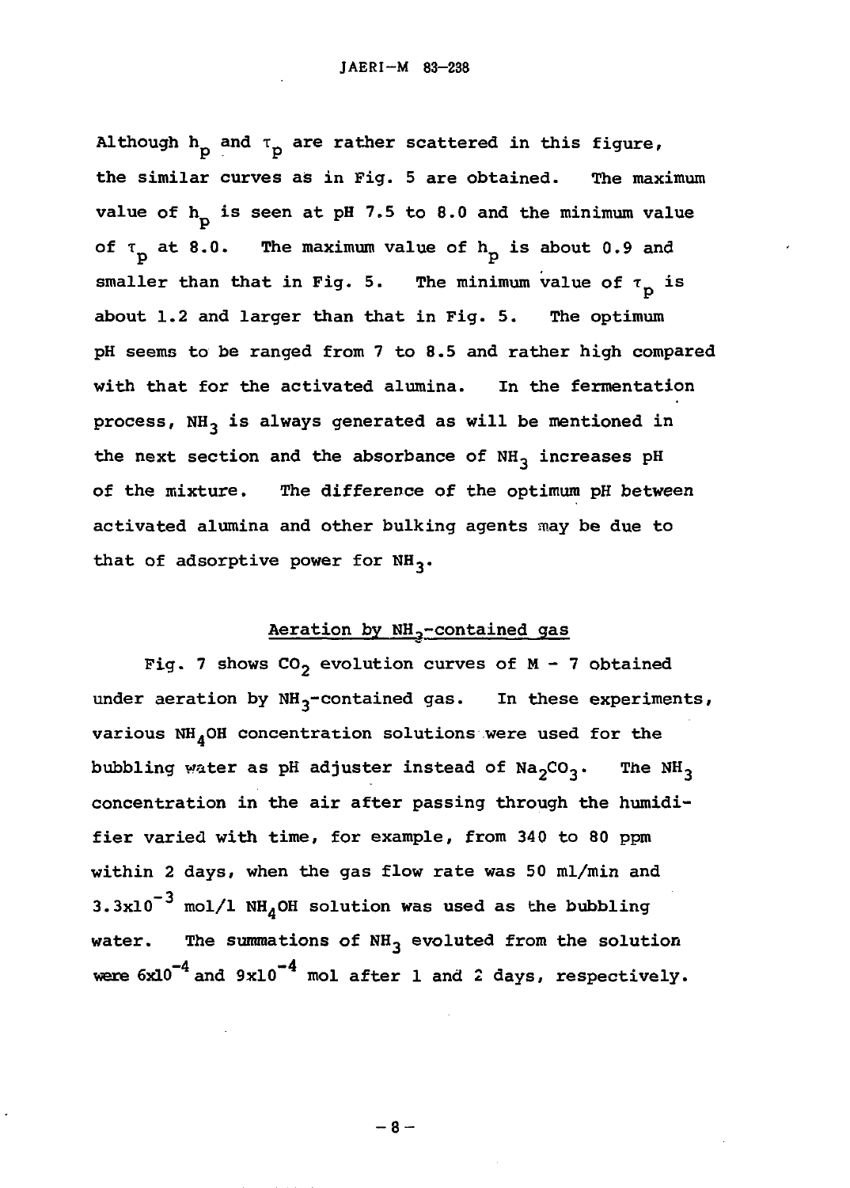Although $h_p$ and $\tau_p$ are rather scattered in this figure, the similar curves as in Fig. 5 are obtained. The maximum value of $h_p$ is seen at pH 7.5 to 8.0 and the minimum value of $\tau_p$ at 8.0. The maximum value of $h_p$ is about 0.9 and smaller than that in Fig. 5. The minimum value of $\tau_p$ is about 1.2 and larger than that in Fig. 5. The optimum pH seems to be ranged from 7 to 8.5 and rather high compared with that for the activated alumina. In the fermentation process, $NH_3$ is always generated as will be mentioned in the next section and the absorbance of $NH_3$ increases pH of the mixture. The difference of the optimum pH between activated alumina and other bulking agents may be due to that of adsorptive power for $NH_3$.

## Aeration by $NH_3$-contained gas

Fig. 7 shows $CO_2$ evolution curves of M - 7 obtained under aeration by $NH_3$-contained gas. In these experiments, various $NH_4OH$ concentration solutions were used for the bubbling water as pH adjuster instead of $Na_2CO_3$. The $NH_3$ concentration in the air after passing through the humidifier varied with time, for example, from 340 to 80 ppm within 2 days, when the gas flow rate was 50 ml/min and $3.3 \times 10^{-3}$ mol/l $NH_4OH$ solution was used as the bubbling water. The summations of $NH_3$ evoluted from the solution were $6 \times 10^{-4}$ and $9 \times 10^{-4}$ mol after 1 and 2 days, respectively.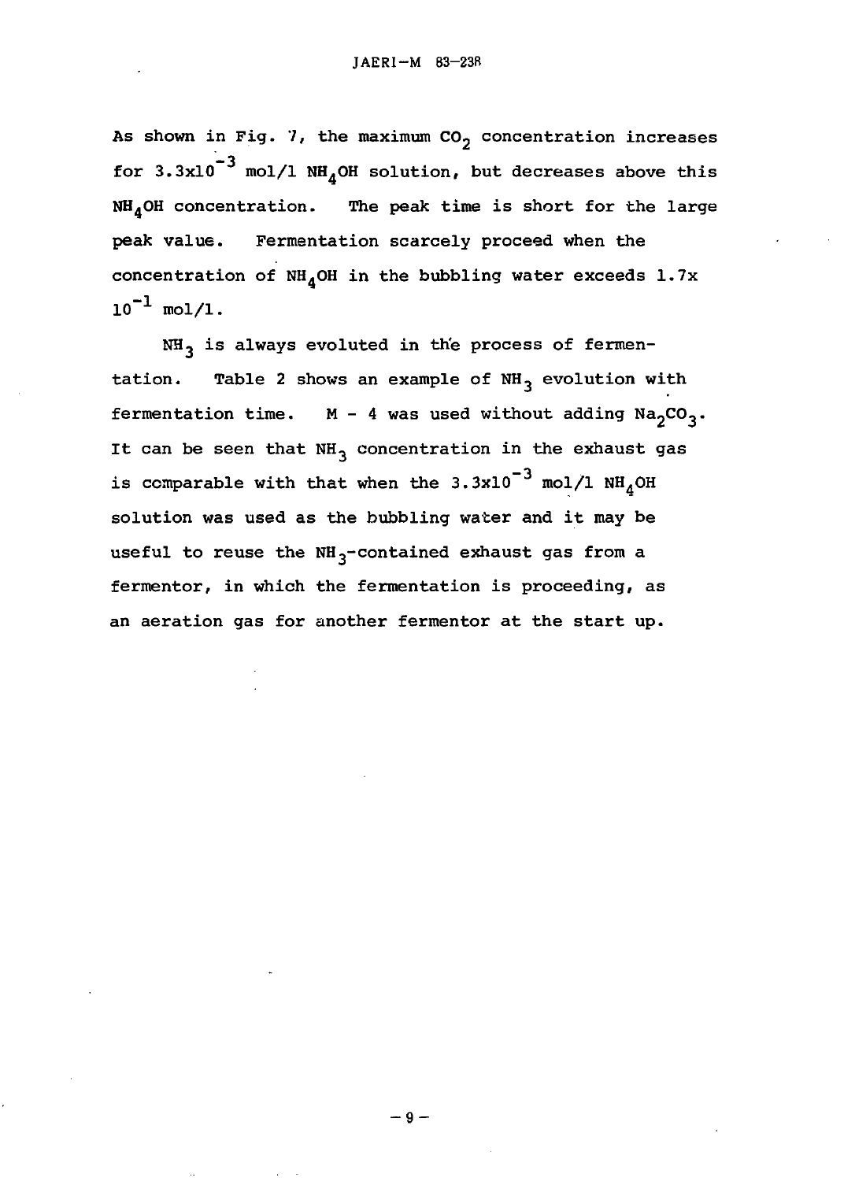As shown in Fig. 7, the maximum $CO_2$ concentration increases for $3.3 \times 10^{-3}$ mol/l $NH_4OH$ solution, but decreases above this $NH_4OH$ concentration. The peak time is short for the large peak value. Fermentation scarcely proceed when the concentration of $NH_4OH$ in the bubbling water exceeds $1.7 \times 10^{-1}$ mol/l.

$NH_3$ is always evoluted in the process of fermentation. Table 2 shows an example of $NH_3$ evolution with fermentation time. M - 4 was used without adding $Na_2CO_3$. It can be seen that $NH_3$ concentration in the exhaust gas is comparable with that when the $3.3 \times 10^{-3}$ mol/l $NH_4OH$ solution was used as the bubbling water and it may be useful to reuse the $NH_3$-contained exhaust gas from a fermentor, in which the fermentation is proceeding, as an aeration gas for another fermentor at the start up.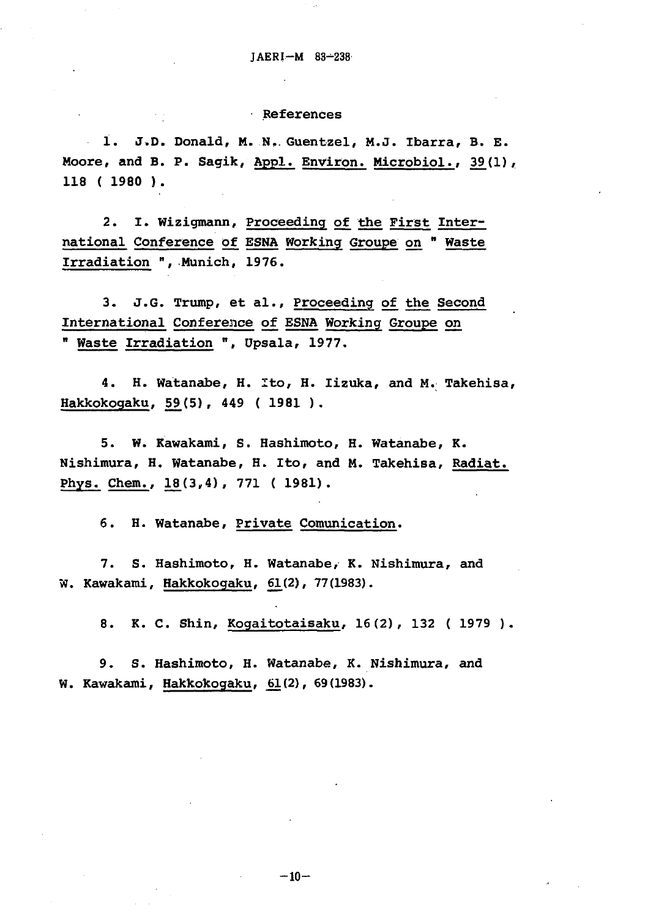## References

1. J.D. Donald, M. N. Guentzel, M.J. Ibarra, B. E. Moore, and B. P. Sagik, Appl. Environ. Microbiol., 39(1), 118 ( 1980 ).

2. I. Wizigmann, Proceeding of the First International Conference of ESNA Working Groupe on " Waste Irradiation ", Munich, 1976.

3. J.G. Trump, et al., Proceeding of the Second International Conference of ESNA Working Groupe on " Waste Irradiation ", Upsala, 1977.

4. H. Watanabe, H. Ito, H. Iizuka, and M. Takehisa, Hakkokogaku, 59(5), 449 ( 1981 ).

5. W. Kawakami, S. Hashimoto, H. Watanabe, K. Nishimura, H. Watanabe, H. Ito, and M. Takehisa, Radiat. Phys. Chem., 18(3,4), 771 ( 1981).

6. H. Watanabe, Private Comunication.

7. S. Hashimoto, H. Watanabe, K. Nishimura, and W. Kawakami, Hakkokogaku, 61(2), 77(1983).

8. K. C. Shin, Kogaitotaisaku, 16(2), 132 ( 1979 ).

9. S. Hashimoto, H. Watanabe, K. Nishimura, and W. Kawakami, Hakkokogaku, 61(2), 69(1983).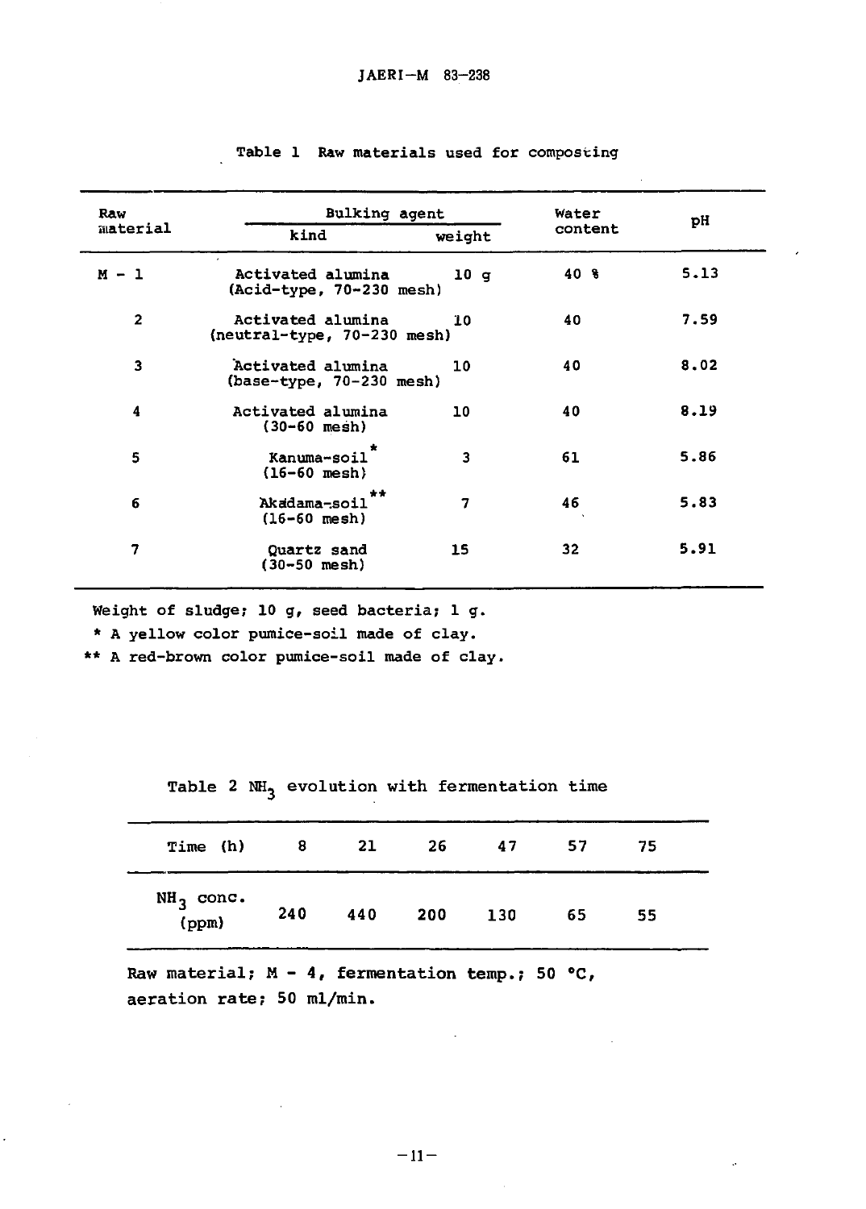Table 1 Raw materials used for composting

| Raw material | Bulking agent | | Water content | pH |
|---|---|---|---|---|
| | kind | weight | | |
| M - 1 | Activated alumina (Acid-type, 70-230 mesh) | 10 g | 40 % | 5.13 |
| 2 | Activated alumina (neutral-type, 70-230 mesh) | 10 | 40 | 7.59 |
| 3 | Activated alumina (base-type, 70-230 mesh) | 10 | 40 | 8.02 |
| 4 | Activated alumina (30-60 mesh) | 10 | 40 | 8.19 |
| 5 | Kanuma-soil* (16-60 mesh) | 3 | 61 | 5.86 |
| 6 | Akadama-soil** (16-60 mesh) | 7 | 46 | 5.83 |
| 7 | Quartz sand (30-50 mesh) | 15 | 32 | 5.91 |

Weight of sludge; 10 g, seed bacteria; 1 g.

\* A yellow color pumice-soil made of clay.

\*\* A red-brown color pumice-soil made of clay.

Table 2 $NH_3$ evolution with fermentation time

| Time (h) | 8 | 21 | 26 | 47 | 57 | 75 |
|---|---|---|---|---|---|---|
| $NH_3$ conc. (ppm) | 240 | 440 | 200 | 130 | 65 | 55 |

Raw material; M - 4, fermentation temp.; 50 °C, aeration rate; 50 ml/min.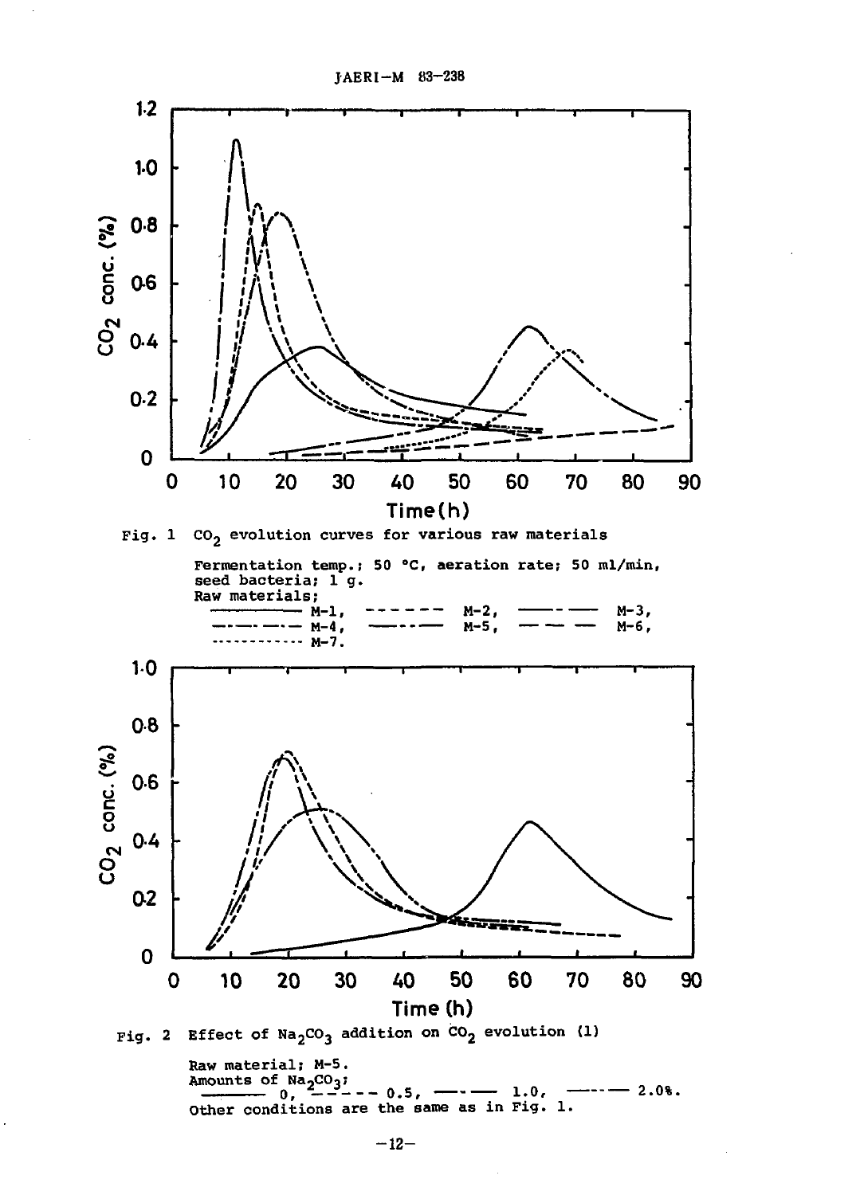Fig. 1 $CO_2$ evolution curves for various raw materials

Fermentation temp.; 50 °C, aeration rate; 50 ml/min, seed bacteria; 1 g.
Raw materials;
——— M-1, - - - - - - M-2, ——·—— M-3,
—·—·—·— M-4, ——··—— M-5, —— —— M-6,
··········· M-7.

Fig. 2 Effect of $Na_2CO_3$ addition on $CO_2$ evolution (1)

Raw material; M-5.
Amounts of $Na_2CO_3$;
——— 0, - - - - - 0.5, ——·—— 1.0, ——··—— 2.0%.
Other conditions are the same as in Fig. 1.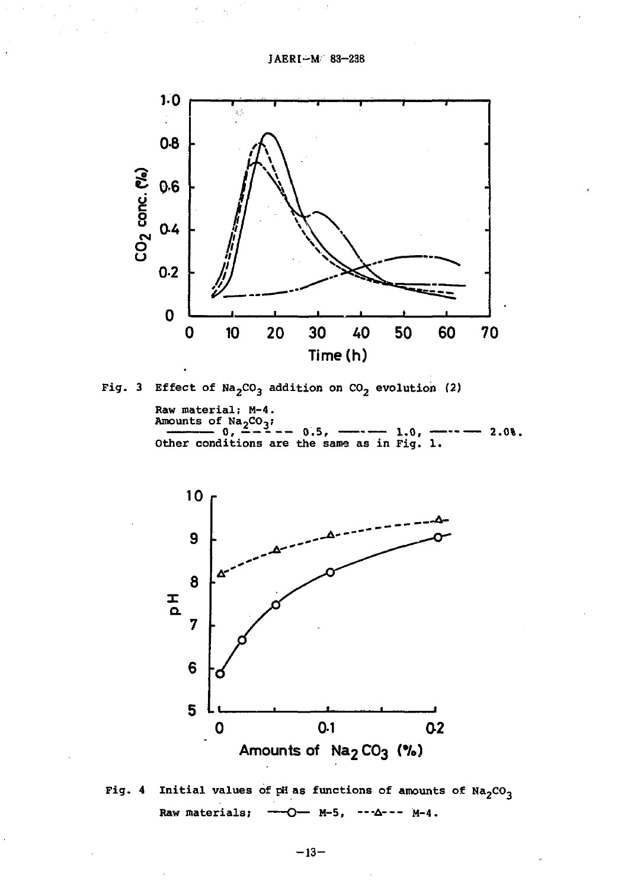Fig. 3 Effect of $Na_2CO_3$ addition on $CO_2$ evolution (2)

Raw material; M-4.
Amounts of $Na_2CO_3$;
——— 0, - - - - 0.5, —·— 1.0, —··— 2.0%.
Other conditions are the same as in Fig. 1.

Fig. 4 Initial values of pH as functions of amounts of $Na_2CO_3$

Raw materials; —○— M-5, ---△--- M-4.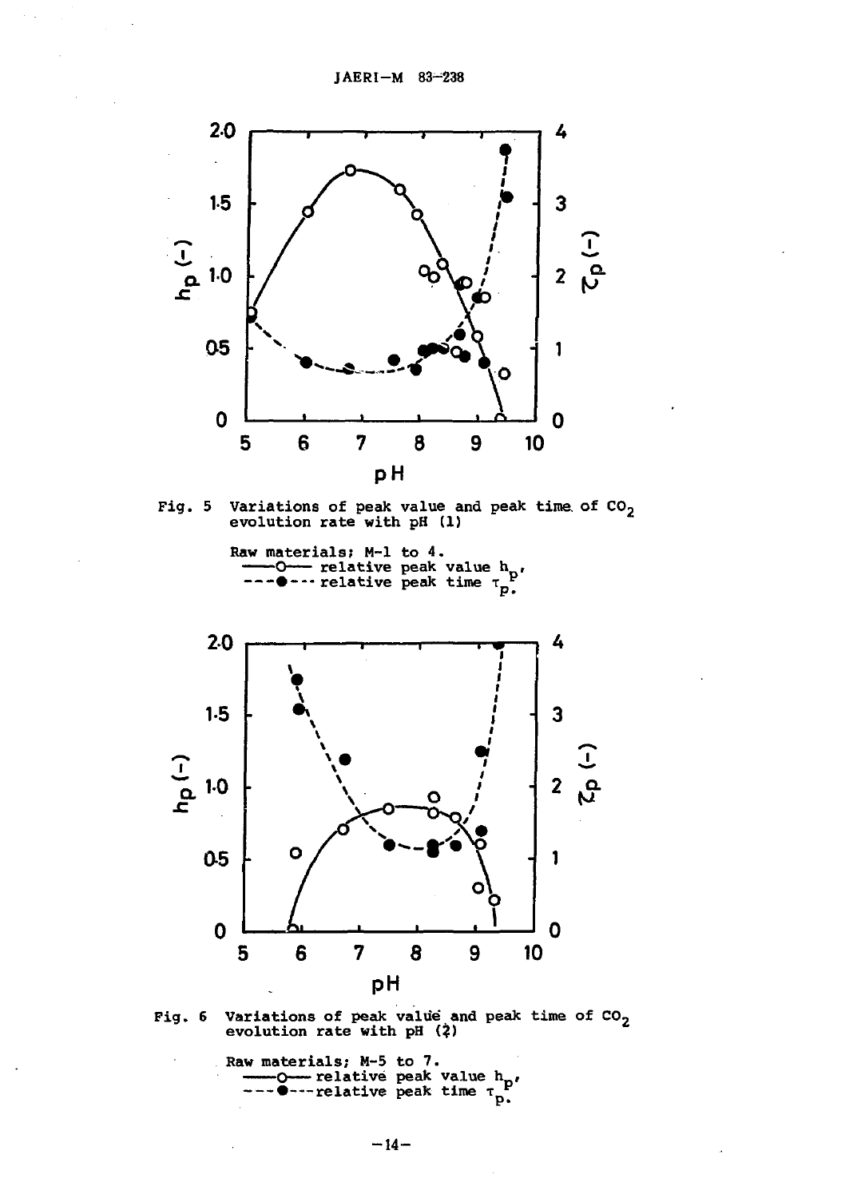Fig. 5 Variations of peak value and peak time of $CO_2$ evolution rate with pH (1)

Raw materials; M-1 to 4.
—○— relative peak value $h_p$,
---●--- relative peak time $\tau_p$.

Fig. 6 Variations of peak value and peak time of $CO_2$ evolution rate with pH (2)

Raw materials; M-5 to 7.
—○— relative peak value $h_p$,
---●--- relative peak time $\tau_p$.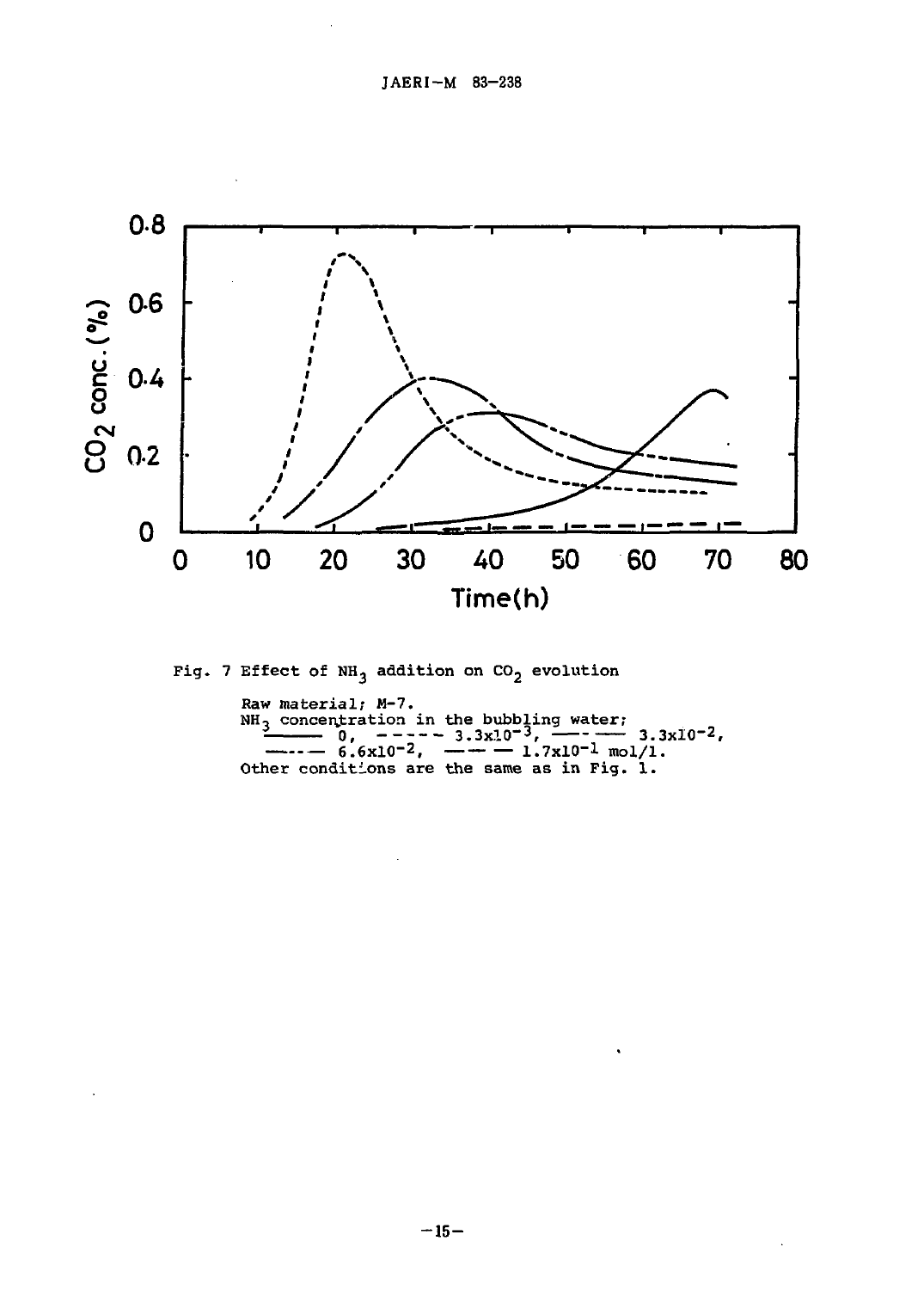0.8

0.6

0.4

0.2

0

$CO_2$ conc. (%)

0 10 20 30 40 50 60 70 80

Time(h)

Fig. 7 Effect of $NH_3$ addition on $CO_2$ evolution

Raw material; M-7.
$NH_3$ concentration in the bubbling water;
——— 0, - - - - - $3.3\times10^{-3}$, —-·— $3.3\times10^{-2}$,
—-·— $6.6\times10^{-2}$, — — — $1.7\times10^{-1}$ mol/l.
Other conditions are the same as in Fig. 1.